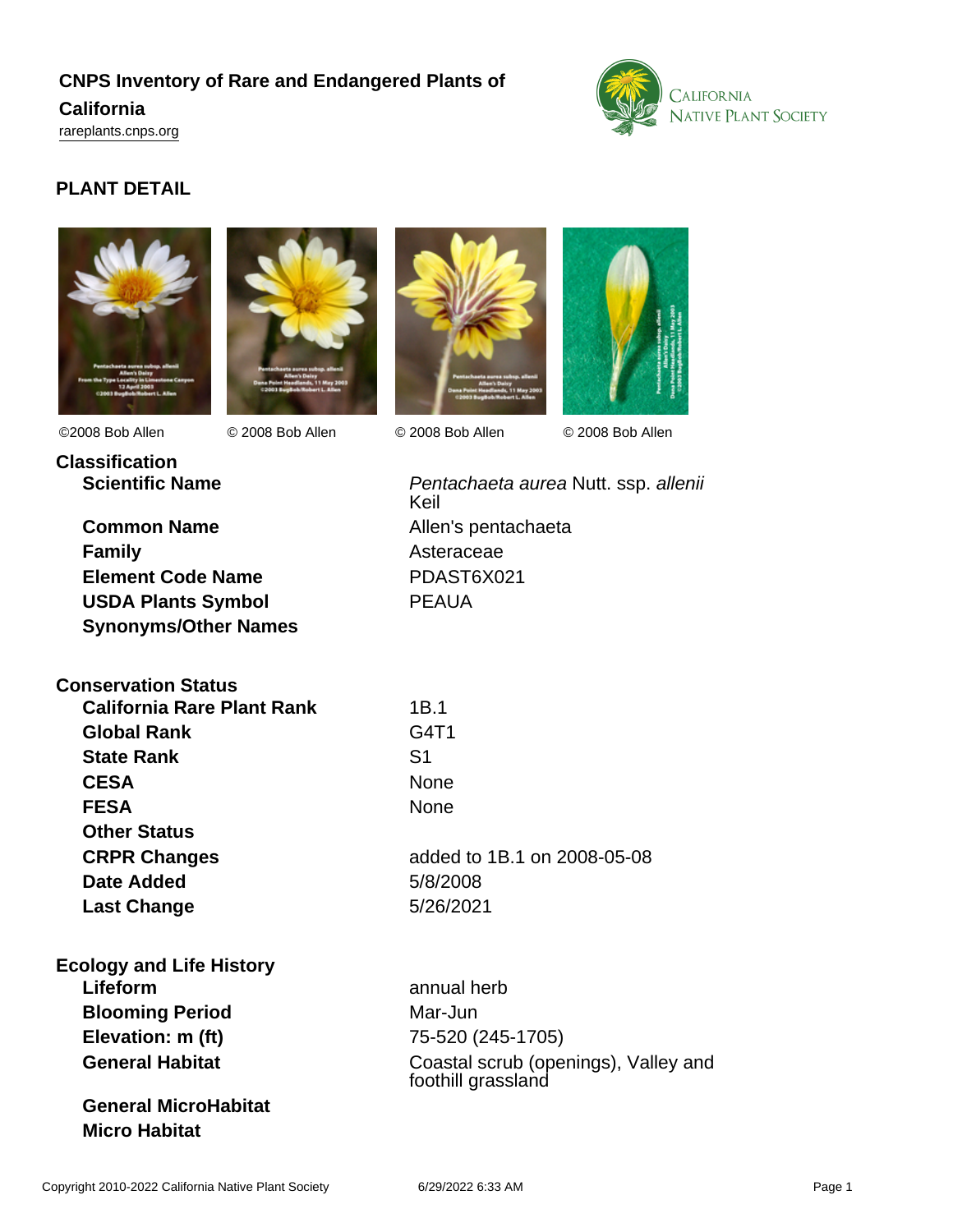# CNPS Inventory of Rare and Endangered Plants of California

rareplants.cnps.org

## PLANT DETAIL

©2008 Bob Allen © 2008 Bob Allen © 2008 Bob Allen © 2008 Bob Allen

### Classification

| | |
|---|---|
| **Scientific Name** | *Pentachaeta aurea* Nutt. ssp. *allenii* Keil |
| **Common Name** | Allen's pentachaeta |
| **Family** | Asteraceae |
| **Element Code Name** | PDAST6X021 |
| **USDA Plants Symbol** | PEAUA |
| **Synonyms/Other Names** | |

### Conservation Status

| | |
|---|---|
| **California Rare Plant Rank** | 1B.1 |
| **Global Rank** | G4T1 |
| **State Rank** | S1 |
| **CESA** | None |
| **FESA** | None |
| **Other Status** | |
| **CRPR Changes** | added to 1B.1 on 2008-05-08 |
| **Date Added** | 5/8/2008 |
| **Last Change** | 5/26/2021 |

### Ecology and Life History

| | |
|---|---|
| **Lifeform** | annual herb |
| **Blooming Period** | Mar-Jun |
| **Elevation: m (ft)** | 75-520 (245-1705) |
| **General Habitat** | Coastal scrub (openings), Valley and foothill grassland |
| **General MicroHabitat** | |
| **Micro Habitat** | |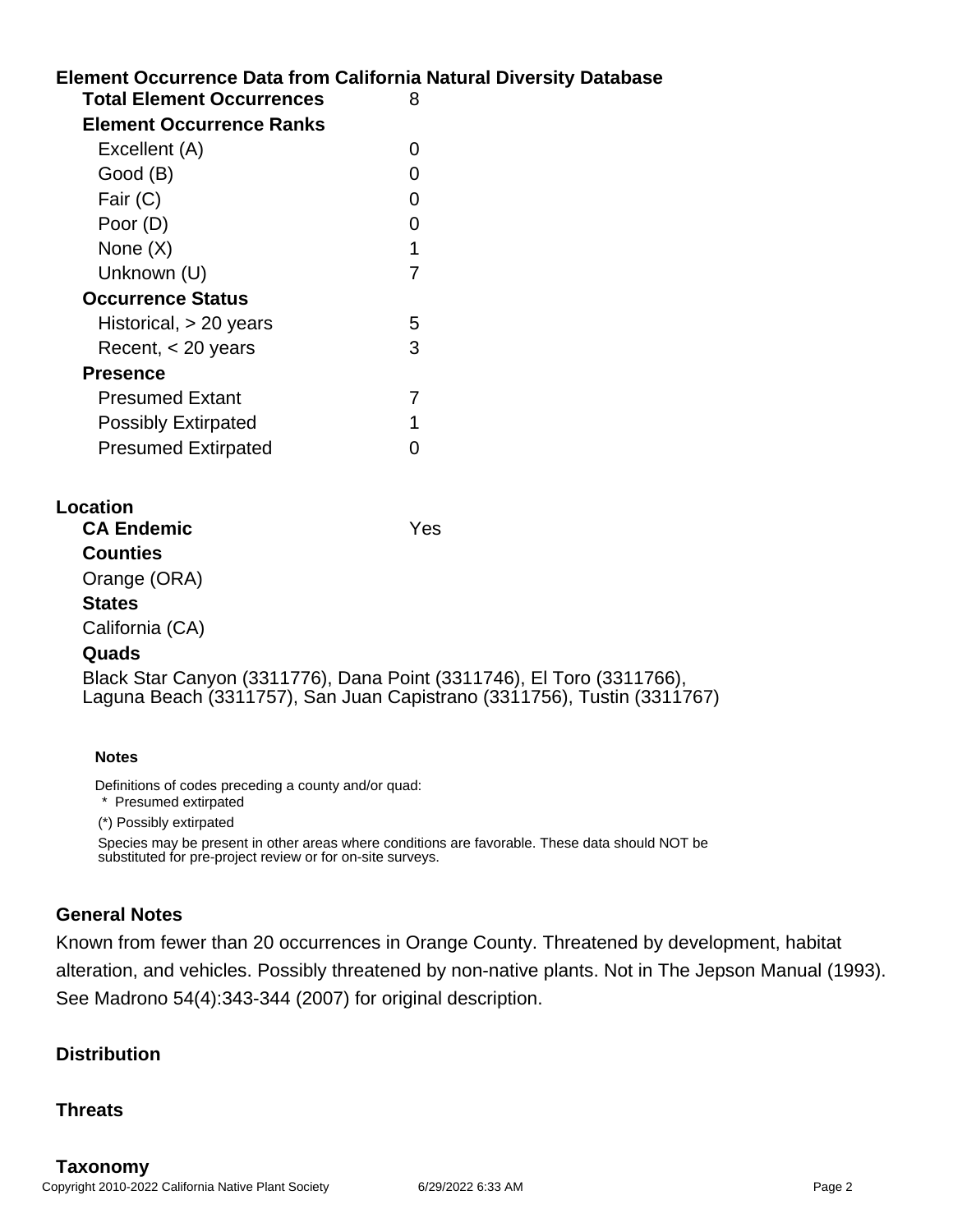## Element Occurrence Data from California Natural Diversity Database

| | |
|---|---|
| **Total Element Occurrences** | 8 |
| **Element Occurrence Ranks** | |
| Excellent (A) | 0 |
| Good (B) | 0 |
| Fair (C) | 0 |
| Poor (D) | 0 |
| None (X) | 1 |
| Unknown (U) | 7 |
| **Occurrence Status** | |
| Historical, > 20 years | 5 |
| Recent, < 20 years | 3 |
| **Presence** | |
| Presumed Extant | 7 |
| Possibly Extirpated | 1 |
| Presumed Extirpated | 0 |

## Location

**CA Endemic** Yes

**Counties**

Orange (ORA)

**States**

California (CA)

**Quads**

Black Star Canyon (3311776), Dana Point (3311746), El Toro (3311766), Laguna Beach (3311757), San Juan Capistrano (3311756), Tustin (3311767)

**Notes**

Definitions of codes preceding a county and/or quad:

* Presumed extirpated

(*) Possibly extirpated

Species may be present in other areas where conditions are favorable. These data should NOT be substituted for pre-project review or for on-site surveys.

## General Notes

Known from fewer than 20 occurrences in Orange County. Threatened by development, habitat alteration, and vehicles. Possibly threatened by non-native plants. Not in The Jepson Manual (1993). See Madrono 54(4):343-344 (2007) for original description.

## Distribution

## Threats

## Taxonomy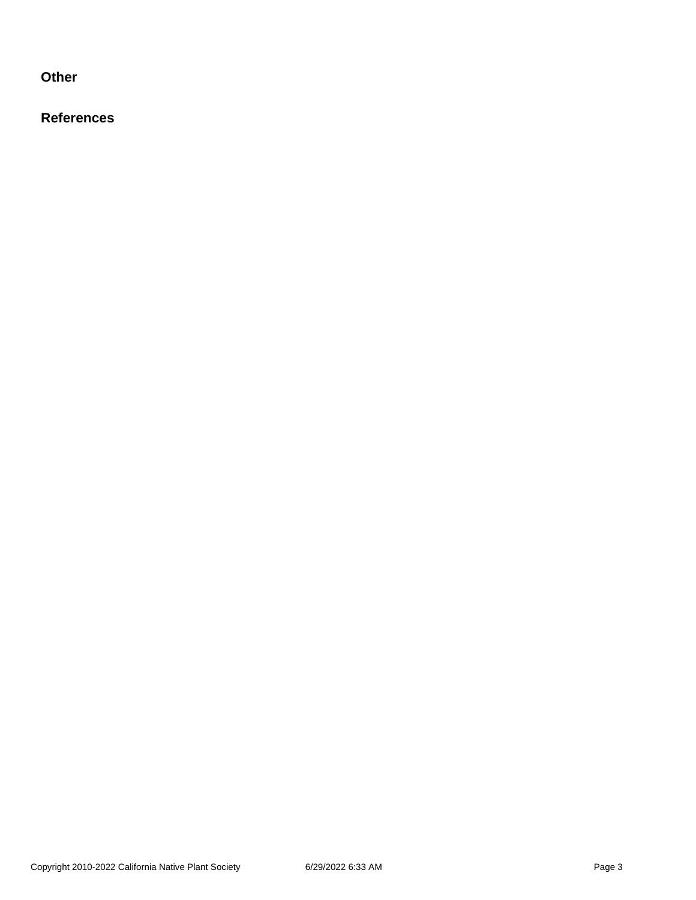## Other

## References